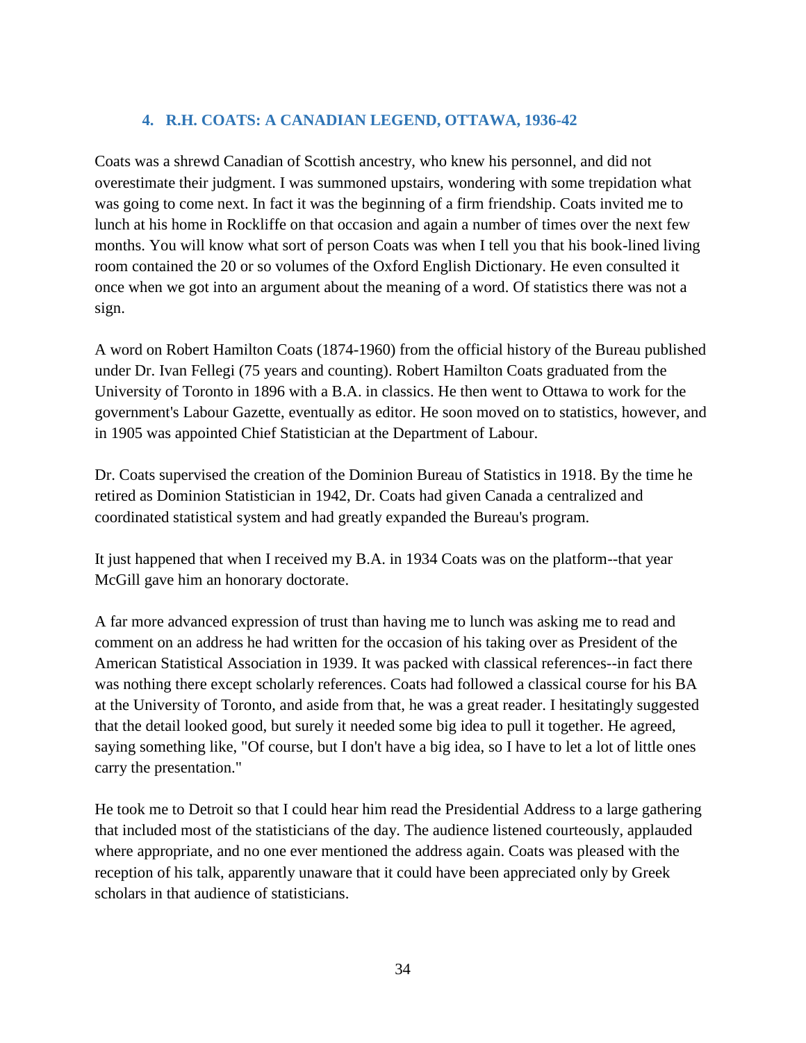## 4. R.H. COATS: A CANADIAN LEGEND, OTTAWA, 1936-42

Coats was a shrewd Canadian of Scottish ancestry, who knew his personnel, and did not overestimate their judgment. I was summoned upstairs, wondering with some trepidation what was going to come next. In fact it was the beginning of a firm friendship. Coats invited me to lunch at his home in Rockliffe on that occasion and again a number of times over the next few months. You will know what sort of person Coats was when I tell you that his book-lined living room contained the 20 or so volumes of the Oxford English Dictionary. He even consulted it once when we got into an argument about the meaning of a word. Of statistics there was not a sign.

A word on Robert Hamilton Coats (1874-1960) from the official history of the Bureau published under Dr. Ivan Fellegi (75 years and counting). Robert Hamilton Coats graduated from the University of Toronto in 1896 with a B.A. in classics. He then went to Ottawa to work for the government's Labour Gazette, eventually as editor. He soon moved on to statistics, however, and in 1905 was appointed Chief Statistician at the Department of Labour.

Dr. Coats supervised the creation of the Dominion Bureau of Statistics in 1918. By the time he retired as Dominion Statistician in 1942, Dr. Coats had given Canada a centralized and coordinated statistical system and had greatly expanded the Bureau's program.

It just happened that when I received my B.A. in 1934 Coats was on the platform--that year McGill gave him an honorary doctorate.

A far more advanced expression of trust than having me to lunch was asking me to read and comment on an address he had written for the occasion of his taking over as President of the American Statistical Association in 1939. It was packed with classical references--in fact there was nothing there except scholarly references. Coats had followed a classical course for his BA at the University of Toronto, and aside from that, he was a great reader. I hesitatingly suggested that the detail looked good, but surely it needed some big idea to pull it together. He agreed, saying something like, "Of course, but I don't have a big idea, so I have to let a lot of little ones carry the presentation."

He took me to Detroit so that I could hear him read the Presidential Address to a large gathering that included most of the statisticians of the day. The audience listened courteously, applauded where appropriate, and no one ever mentioned the address again. Coats was pleased with the reception of his talk, apparently unaware that it could have been appreciated only by Greek scholars in that audience of statisticians.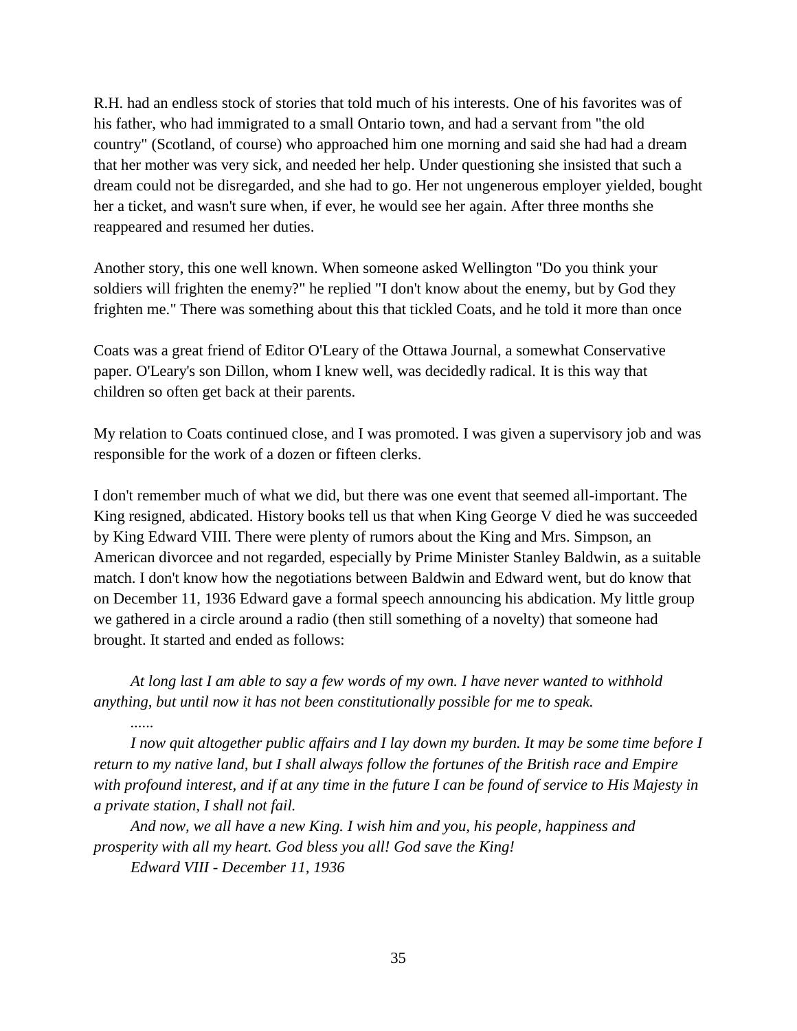R.H. had an endless stock of stories that told much of his interests. One of his favorites was of his father, who had immigrated to a small Ontario town, and had a servant from "the old country" (Scotland, of course) who approached him one morning and said she had had a dream that her mother was very sick, and needed her help. Under questioning she insisted that such a dream could not be disregarded, and she had to go. Her not ungenerous employer yielded, bought her a ticket, and wasn't sure when, if ever, he would see her again. After three months she reappeared and resumed her duties.

Another story, this one well known. When someone asked Wellington "Do you think your soldiers will frighten the enemy?" he replied "I don't know about the enemy, but by God they frighten me." There was something about this that tickled Coats, and he told it more than once

Coats was a great friend of Editor O'Leary of the Ottawa Journal, a somewhat Conservative paper. O'Leary's son Dillon, whom I knew well, was decidedly radical. It is this way that children so often get back at their parents.

My relation to Coats continued close, and I was promoted. I was given a supervisory job and was responsible for the work of a dozen or fifteen clerks.

I don't remember much of what we did, but there was one event that seemed all-important. The King resigned, abdicated. History books tell us that when King George V died he was succeeded by King Edward VIII. There were plenty of rumors about the King and Mrs. Simpson, an American divorcee and not regarded, especially by Prime Minister Stanley Baldwin, as a suitable match. I don't know how the negotiations between Baldwin and Edward went, but do know that on December 11, 1936 Edward gave a formal speech announcing his abdication. My little group we gathered in a circle around a radio (then still something of a novelty) that someone had brought. It started and ended as follows:

> *At long last I am able to say a few words of my own. I have never wanted to withhold anything, but until now it has not been constitutionally possible for me to speak.*
>
> *......*
>
> *I now quit altogether public affairs and I lay down my burden. It may be some time before I return to my native land, but I shall always follow the fortunes of the British race and Empire with profound interest, and if at any time in the future I can be found of service to His Majesty in a private station, I shall not fail.*
>
> *And now, we all have a new King. I wish him and you, his people, happiness and prosperity with all my heart. God bless you all! God save the King!*
>
> *Edward VIII - December 11, 1936*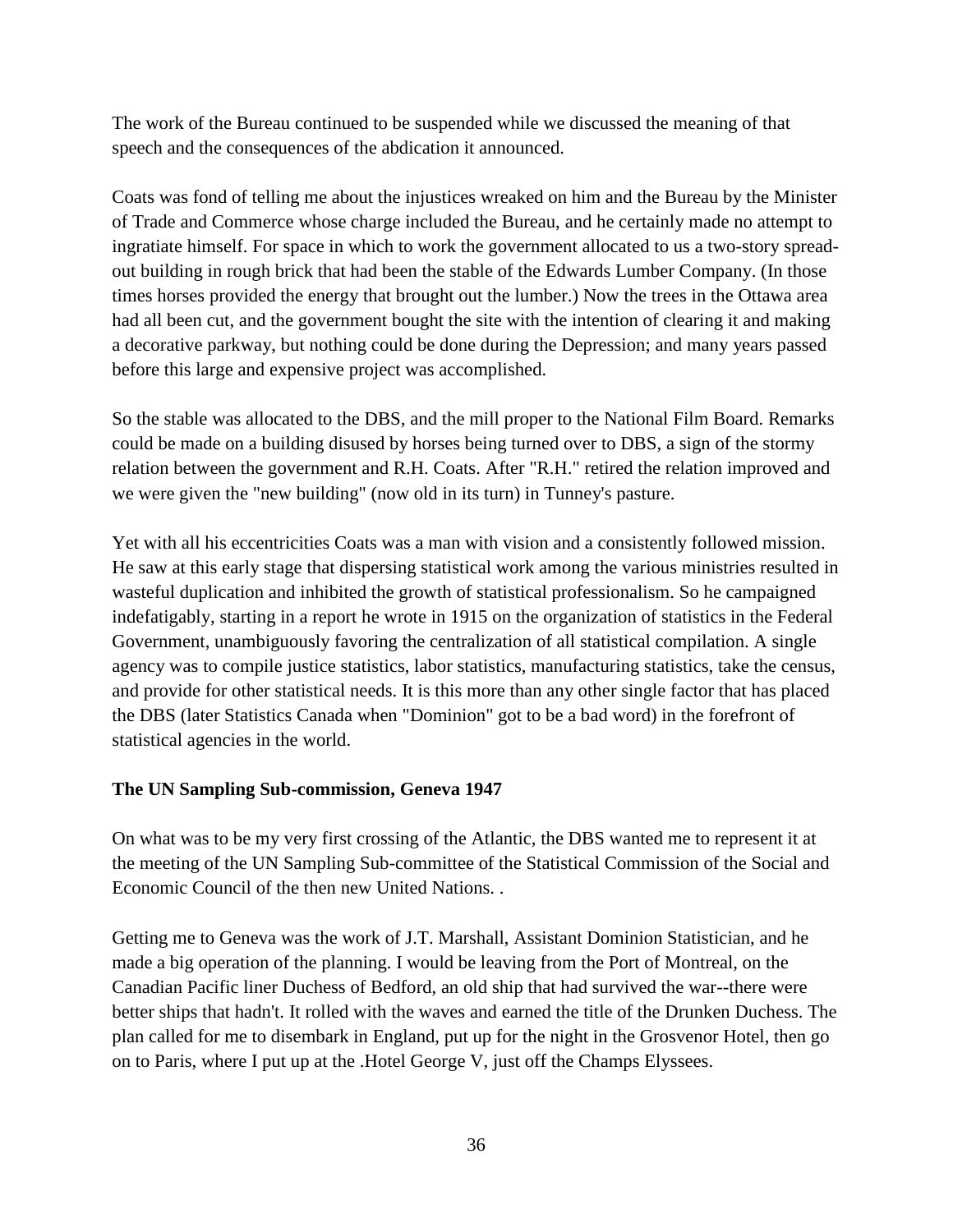The work of the Bureau continued to be suspended while we discussed the meaning of that speech and the consequences of the abdication it announced.

Coats was fond of telling me about the injustices wreaked on him and the Bureau by the Minister of Trade and Commerce whose charge included the Bureau, and he certainly made no attempt to ingratiate himself. For space in which to work the government allocated to us a two-story spread-out building in rough brick that had been the stable of the Edwards Lumber Company. (In those times horses provided the energy that brought out the lumber.) Now the trees in the Ottawa area had all been cut, and the government bought the site with the intention of clearing it and making a decorative parkway, but nothing could be done during the Depression; and many years passed before this large and expensive project was accomplished.

So the stable was allocated to the DBS, and the mill proper to the National Film Board. Remarks could be made on a building disused by horses being turned over to DBS, a sign of the stormy relation between the government and R.H. Coats. After "R.H." retired the relation improved and we were given the "new building" (now old in its turn) in Tunney's pasture.

Yet with all his eccentricities Coats was a man with vision and a consistently followed mission. He saw at this early stage that dispersing statistical work among the various ministries resulted in wasteful duplication and inhibited the growth of statistical professionalism. So he campaigned indefatigably, starting in a report he wrote in 1915 on the organization of statistics in the Federal Government, unambiguously favoring the centralization of all statistical compilation. A single agency was to compile justice statistics, labor statistics, manufacturing statistics, take the census, and provide for other statistical needs. It is this more than any other single factor that has placed the DBS (later Statistics Canada when "Dominion" got to be a bad word) in the forefront of statistical agencies in the world.

**The UN Sampling Sub-commission, Geneva 1947**

On what was to be my very first crossing of the Atlantic, the DBS wanted me to represent it at the meeting of the UN Sampling Sub-committee of the Statistical Commission of the Social and Economic Council of the then new United Nations. .

Getting me to Geneva was the work of J.T. Marshall, Assistant Dominion Statistician, and he made a big operation of the planning. I would be leaving from the Port of Montreal, on the Canadian Pacific liner Duchess of Bedford, an old ship that had survived the war--there were better ships that hadn't. It rolled with the waves and earned the title of the Drunken Duchess. The plan called for me to disembark in England, put up for the night in the Grosvenor Hotel, then go on to Paris, where I put up at the .Hotel George V, just off the Champs Elyssees.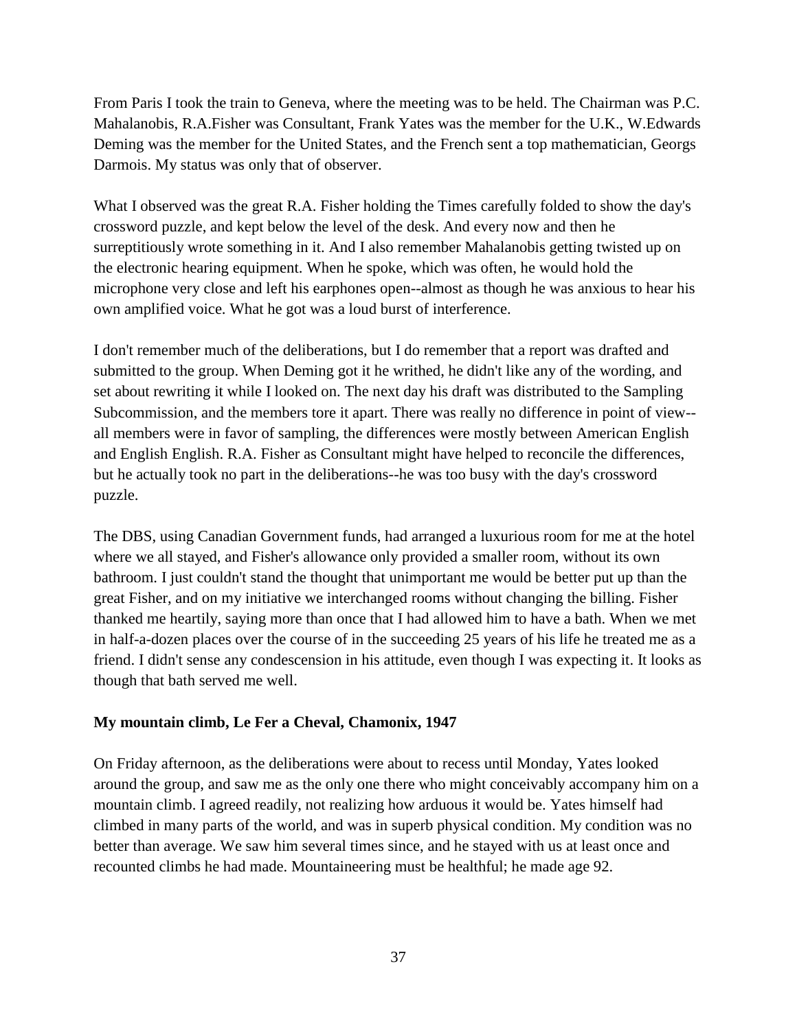From Paris I took the train to Geneva, where the meeting was to be held. The Chairman was P.C. Mahalanobis, R.A.Fisher was Consultant, Frank Yates was the member for the U.K., W.Edwards Deming was the member for the United States, and the French sent a top mathematician, Georgs Darmois. My status was only that of observer.

What I observed was the great R.A. Fisher holding the Times carefully folded to show the day's crossword puzzle, and kept below the level of the desk. And every now and then he surreptitiously wrote something in it. And I also remember Mahalanobis getting twisted up on the electronic hearing equipment. When he spoke, which was often, he would hold the microphone very close and left his earphones open--almost as though he was anxious to hear his own amplified voice. What he got was a loud burst of interference.

I don't remember much of the deliberations, but I do remember that a report was drafted and submitted to the group. When Deming got it he writhed, he didn't like any of the wording, and set about rewriting it while I looked on. The next day his draft was distributed to the Sampling Subcommission, and the members tore it apart. There was really no difference in point of view--all members were in favor of sampling, the differences were mostly between American English and English English. R.A. Fisher as Consultant might have helped to reconcile the differences, but he actually took no part in the deliberations--he was too busy with the day's crossword puzzle.

The DBS, using Canadian Government funds, had arranged a luxurious room for me at the hotel where we all stayed, and Fisher's allowance only provided a smaller room, without its own bathroom. I just couldn't stand the thought that unimportant me would be better put up than the great Fisher, and on my initiative we interchanged rooms without changing the billing. Fisher thanked me heartily, saying more than once that I had allowed him to have a bath. When we met in half-a-dozen places over the course of in the succeeding 25 years of his life he treated me as a friend. I didn't sense any condescension in his attitude, even though I was expecting it. It looks as though that bath served me well.

**My mountain climb, Le Fer a Cheval, Chamonix, 1947**

On Friday afternoon, as the deliberations were about to recess until Monday, Yates looked around the group, and saw me as the only one there who might conceivably accompany him on a mountain climb. I agreed readily, not realizing how arduous it would be. Yates himself had climbed in many parts of the world, and was in superb physical condition. My condition was no better than average. We saw him several times since, and he stayed with us at least once and recounted climbs he had made. Mountaineering must be healthful; he made age 92.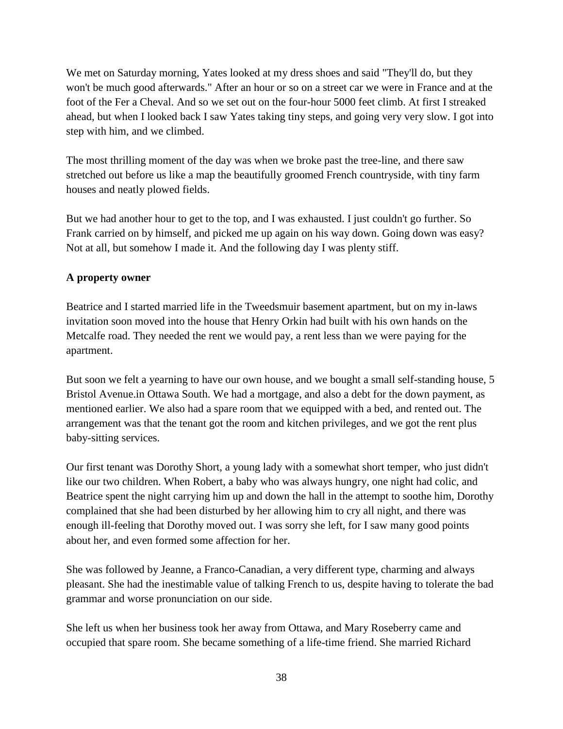We met on Saturday morning, Yates looked at my dress shoes and said "They'll do, but they won't be much good afterwards." After an hour or so on a street car we were in France and at the foot of the Fer a Cheval. And so we set out on the four-hour 5000 feet climb. At first I streaked ahead, but when I looked back I saw Yates taking tiny steps, and going very very slow. I got into step with him, and we climbed.

The most thrilling moment of the day was when we broke past the tree-line, and there saw stretched out before us like a map the beautifully groomed French countryside, with tiny farm houses and neatly plowed fields.

But we had another hour to get to the top, and I was exhausted. I just couldn't go further. So Frank carried on by himself, and picked me up again on his way down. Going down was easy? Not at all, but somehow I made it. And the following day I was plenty stiff.

**A property owner**

Beatrice and I started married life in the Tweedsmuir basement apartment, but on my in-laws invitation soon moved into the house that Henry Orkin had built with his own hands on the Metcalfe road. They needed the rent we would pay, a rent less than we were paying for the apartment.

But soon we felt a yearning to have our own house, and we bought a small self-standing house, 5 Bristol Avenue.in Ottawa South. We had a mortgage, and also a debt for the down payment, as mentioned earlier. We also had a spare room that we equipped with a bed, and rented out. The arrangement was that the tenant got the room and kitchen privileges, and we got the rent plus baby-sitting services.

Our first tenant was Dorothy Short, a young lady with a somewhat short temper, who just didn't like our two children. When Robert, a baby who was always hungry, one night had colic, and Beatrice spent the night carrying him up and down the hall in the attempt to soothe him, Dorothy complained that she had been disturbed by her allowing him to cry all night, and there was enough ill-feeling that Dorothy moved out. I was sorry she left, for I saw many good points about her, and even formed some affection for her.

She was followed by Jeanne, a Franco-Canadian, a very different type, charming and always pleasant. She had the inestimable value of talking French to us, despite having to tolerate the bad grammar and worse pronunciation on our side.

She left us when her business took her away from Ottawa, and Mary Roseberry came and occupied that spare room. She became something of a life-time friend. She married Richard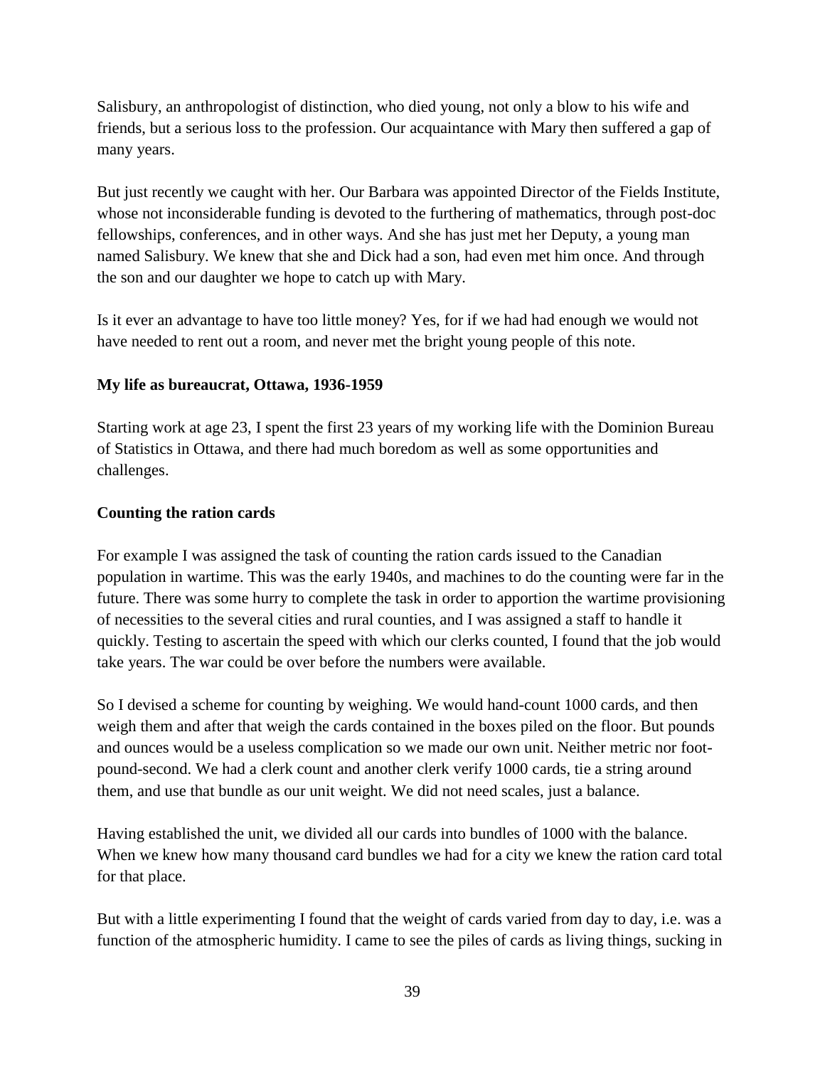Salisbury, an anthropologist of distinction, who died young, not only a blow to his wife and friends, but a serious loss to the profession. Our acquaintance with Mary then suffered a gap of many years.

But just recently we caught with her. Our Barbara was appointed Director of the Fields Institute, whose not inconsiderable funding is devoted to the furthering of mathematics, through post-doc fellowships, conferences, and in other ways. And she has just met her Deputy, a young man named Salisbury. We knew that she and Dick had a son, had even met him once. And through the son and our daughter we hope to catch up with Mary.

Is it ever an advantage to have too little money? Yes, for if we had had enough we would not have needed to rent out a room, and never met the bright young people of this note.

**My life as bureaucrat, Ottawa, 1936-1959**

Starting work at age 23, I spent the first 23 years of my working life with the Dominion Bureau of Statistics in Ottawa, and there had much boredom as well as some opportunities and challenges.

**Counting the ration cards**

For example I was assigned the task of counting the ration cards issued to the Canadian population in wartime. This was the early 1940s, and machines to do the counting were far in the future. There was some hurry to complete the task in order to apportion the wartime provisioning of necessities to the several cities and rural counties, and I was assigned a staff to handle it quickly. Testing to ascertain the speed with which our clerks counted, I found that the job would take years. The war could be over before the numbers were available.

So I devised a scheme for counting by weighing. We would hand-count 1000 cards, and then weigh them and after that weigh the cards contained in the boxes piled on the floor. But pounds and ounces would be a useless complication so we made our own unit. Neither metric nor foot-pound-second. We had a clerk count and another clerk verify 1000 cards, tie a string around them, and use that bundle as our unit weight. We did not need scales, just a balance.

Having established the unit, we divided all our cards into bundles of 1000 with the balance. When we knew how many thousand card bundles we had for a city we knew the ration card total for that place.

But with a little experimenting I found that the weight of cards varied from day to day, i.e. was a function of the atmospheric humidity. I came to see the piles of cards as living things, sucking in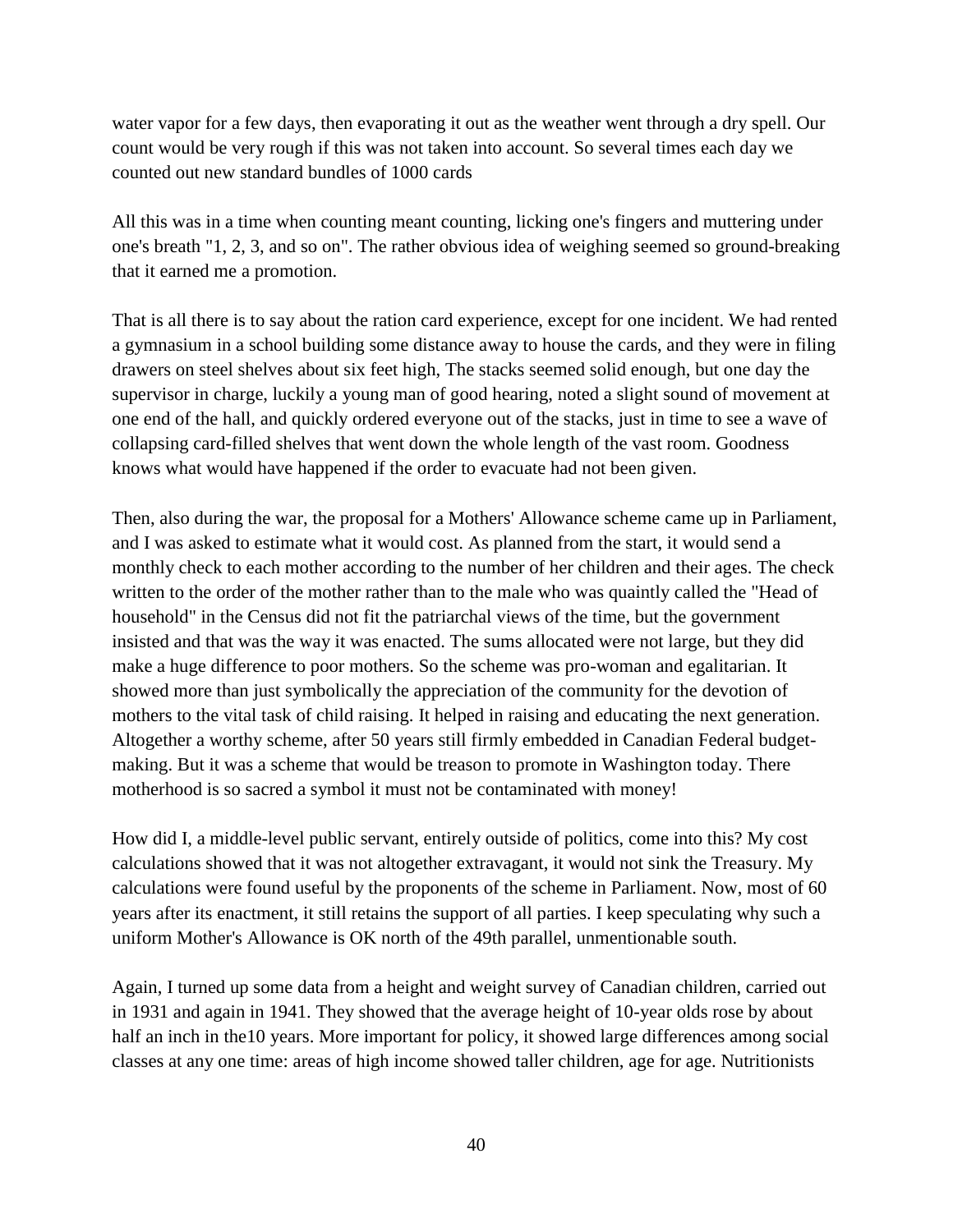water vapor for a few days, then evaporating it out as the weather went through a dry spell. Our count would be very rough if this was not taken into account. So several times each day we counted out new standard bundles of 1000 cards

All this was in a time when counting meant counting, licking one's fingers and muttering under one's breath "1, 2, 3, and so on". The rather obvious idea of weighing seemed so ground-breaking that it earned me a promotion.

That is all there is to say about the ration card experience, except for one incident. We had rented a gymnasium in a school building some distance away to house the cards, and they were in filing drawers on steel shelves about six feet high, The stacks seemed solid enough, but one day the supervisor in charge, luckily a young man of good hearing, noted a slight sound of movement at one end of the hall, and quickly ordered everyone out of the stacks, just in time to see a wave of collapsing card-filled shelves that went down the whole length of the vast room. Goodness knows what would have happened if the order to evacuate had not been given.

Then, also during the war, the proposal for a Mothers' Allowance scheme came up in Parliament, and I was asked to estimate what it would cost. As planned from the start, it would send a monthly check to each mother according to the number of her children and their ages. The check written to the order of the mother rather than to the male who was quaintly called the "Head of household" in the Census did not fit the patriarchal views of the time, but the government insisted and that was the way it was enacted. The sums allocated were not large, but they did make a huge difference to poor mothers. So the scheme was pro-woman and egalitarian. It showed more than just symbolically the appreciation of the community for the devotion of mothers to the vital task of child raising. It helped in raising and educating the next generation. Altogether a worthy scheme, after 50 years still firmly embedded in Canadian Federal budget-making. But it was a scheme that would be treason to promote in Washington today. There motherhood is so sacred a symbol it must not be contaminated with money!

How did I, a middle-level public servant, entirely outside of politics, come into this? My cost calculations showed that it was not altogether extravagant, it would not sink the Treasury. My calculations were found useful by the proponents of the scheme in Parliament. Now, most of 60 years after its enactment, it still retains the support of all parties. I keep speculating why such a uniform Mother's Allowance is OK north of the 49th parallel, unmentionable south.

Again, I turned up some data from a height and weight survey of Canadian children, carried out in 1931 and again in 1941. They showed that the average height of 10-year olds rose by about half an inch in the10 years. More important for policy, it showed large differences among social classes at any one time: areas of high income showed taller children, age for age. Nutritionists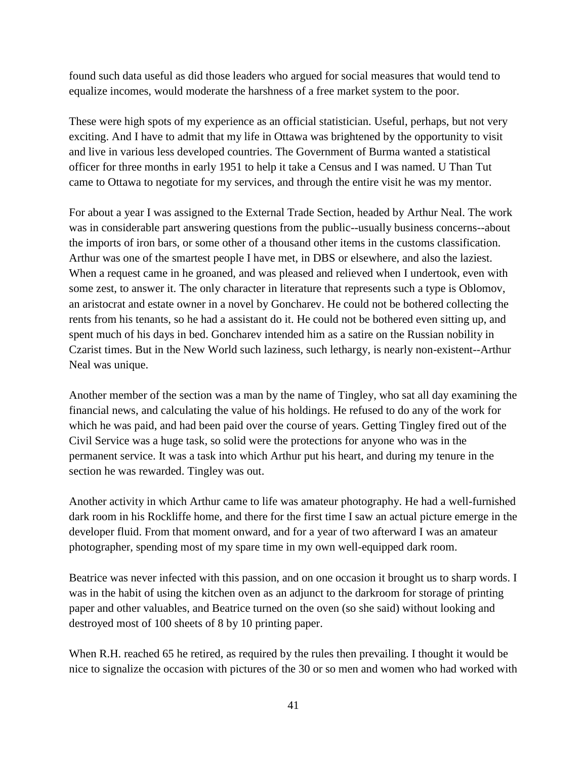found such data useful as did those leaders who argued for social measures that would tend to equalize incomes, would moderate the harshness of a free market system to the poor.

These were high spots of my experience as an official statistician. Useful, perhaps, but not very exciting. And I have to admit that my life in Ottawa was brightened by the opportunity to visit and live in various less developed countries. The Government of Burma wanted a statistical officer for three months in early 1951 to help it take a Census and I was named. U Than Tut came to Ottawa to negotiate for my services, and through the entire visit he was my mentor.

For about a year I was assigned to the External Trade Section, headed by Arthur Neal. The work was in considerable part answering questions from the public--usually business concerns--about the imports of iron bars, or some other of a thousand other items in the customs classification. Arthur was one of the smartest people I have met, in DBS or elsewhere, and also the laziest. When a request came in he groaned, and was pleased and relieved when I undertook, even with some zest, to answer it. The only character in literature that represents such a type is Oblomov, an aristocrat and estate owner in a novel by Goncharev. He could not be bothered collecting the rents from his tenants, so he had a assistant do it. He could not be bothered even sitting up, and spent much of his days in bed. Goncharev intended him as a satire on the Russian nobility in Czarist times. But in the New World such laziness, such lethargy, is nearly non-existent--Arthur Neal was unique.

Another member of the section was a man by the name of Tingley, who sat all day examining the financial news, and calculating the value of his holdings. He refused to do any of the work for which he was paid, and had been paid over the course of years. Getting Tingley fired out of the Civil Service was a huge task, so solid were the protections for anyone who was in the permanent service. It was a task into which Arthur put his heart, and during my tenure in the section he was rewarded. Tingley was out.

Another activity in which Arthur came to life was amateur photography. He had a well-furnished dark room in his Rockliffe home, and there for the first time I saw an actual picture emerge in the developer fluid. From that moment onward, and for a year of two afterward I was an amateur photographer, spending most of my spare time in my own well-equipped dark room.

Beatrice was never infected with this passion, and on one occasion it brought us to sharp words. I was in the habit of using the kitchen oven as an adjunct to the darkroom for storage of printing paper and other valuables, and Beatrice turned on the oven (so she said) without looking and destroyed most of 100 sheets of 8 by 10 printing paper.

When R.H. reached 65 he retired, as required by the rules then prevailing. I thought it would be nice to signalize the occasion with pictures of the 30 or so men and women who had worked with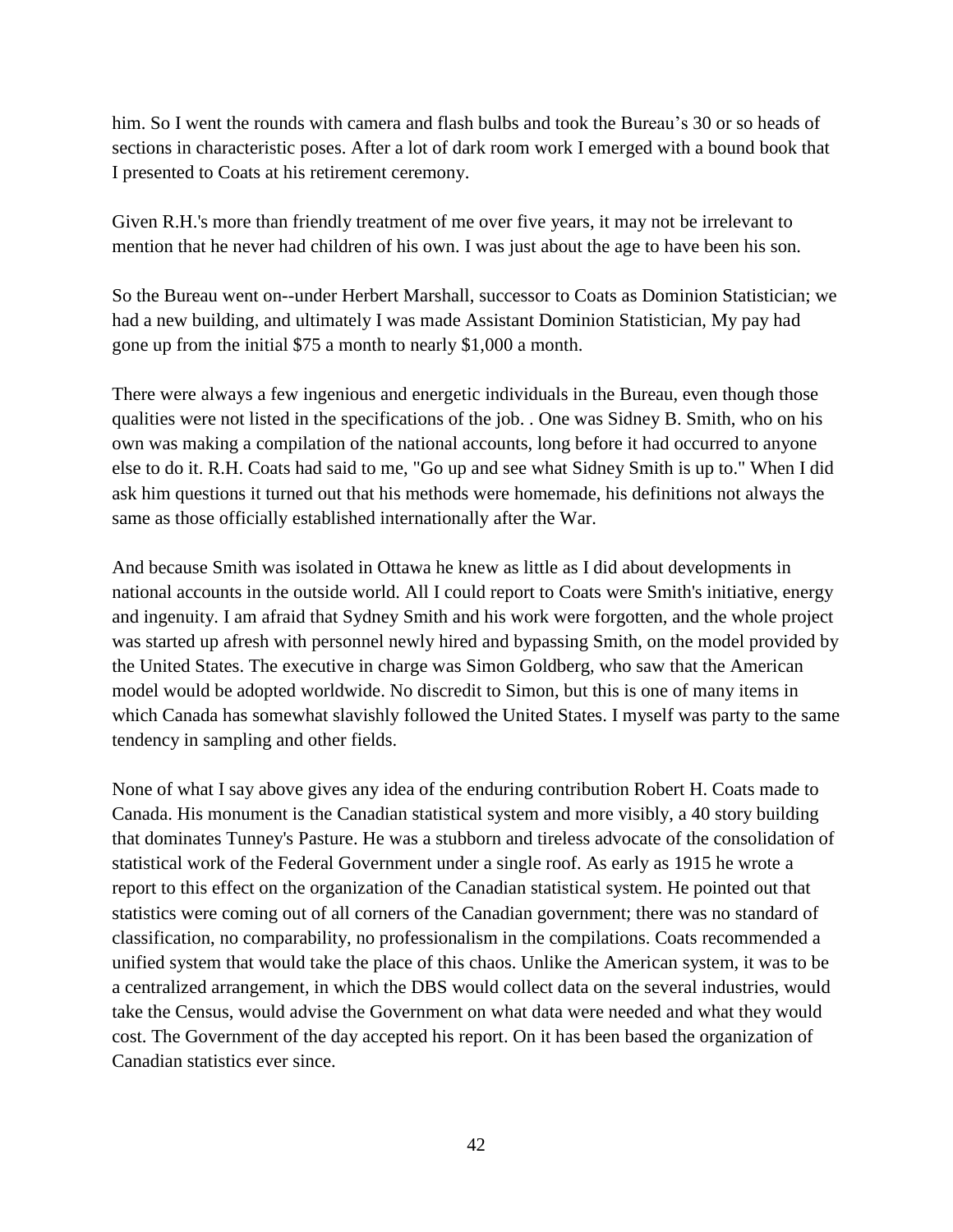him. So I went the rounds with camera and flash bulbs and took the Bureau's 30 or so heads of sections in characteristic poses. After a lot of dark room work I emerged with a bound book that I presented to Coats at his retirement ceremony.

Given R.H.'s more than friendly treatment of me over five years, it may not be irrelevant to mention that he never had children of his own. I was just about the age to have been his son.

So the Bureau went on--under Herbert Marshall, successor to Coats as Dominion Statistician; we had a new building, and ultimately I was made Assistant Dominion Statistician, My pay had gone up from the initial $75 a month to nearly $1,000 a month.

There were always a few ingenious and energetic individuals in the Bureau, even though those qualities were not listed in the specifications of the job. . One was Sidney B. Smith, who on his own was making a compilation of the national accounts, long before it had occurred to anyone else to do it. R.H. Coats had said to me, "Go up and see what Sidney Smith is up to." When I did ask him questions it turned out that his methods were homemade, his definitions not always the same as those officially established internationally after the War.

And because Smith was isolated in Ottawa he knew as little as I did about developments in national accounts in the outside world. All I could report to Coats were Smith's initiative, energy and ingenuity. I am afraid that Sydney Smith and his work were forgotten, and the whole project was started up afresh with personnel newly hired and bypassing Smith, on the model provided by the United States. The executive in charge was Simon Goldberg, who saw that the American model would be adopted worldwide. No discredit to Simon, but this is one of many items in which Canada has somewhat slavishly followed the United States. I myself was party to the same tendency in sampling and other fields.

None of what I say above gives any idea of the enduring contribution Robert H. Coats made to Canada. His monument is the Canadian statistical system and more visibly, a 40 story building that dominates Tunney's Pasture. He was a stubborn and tireless advocate of the consolidation of statistical work of the Federal Government under a single roof. As early as 1915 he wrote a report to this effect on the organization of the Canadian statistical system. He pointed out that statistics were coming out of all corners of the Canadian government; there was no standard of classification, no comparability, no professionalism in the compilations. Coats recommended a unified system that would take the place of this chaos. Unlike the American system, it was to be a centralized arrangement, in which the DBS would collect data on the several industries, would take the Census, would advise the Government on what data were needed and what they would cost. The Government of the day accepted his report. On it has been based the organization of Canadian statistics ever since.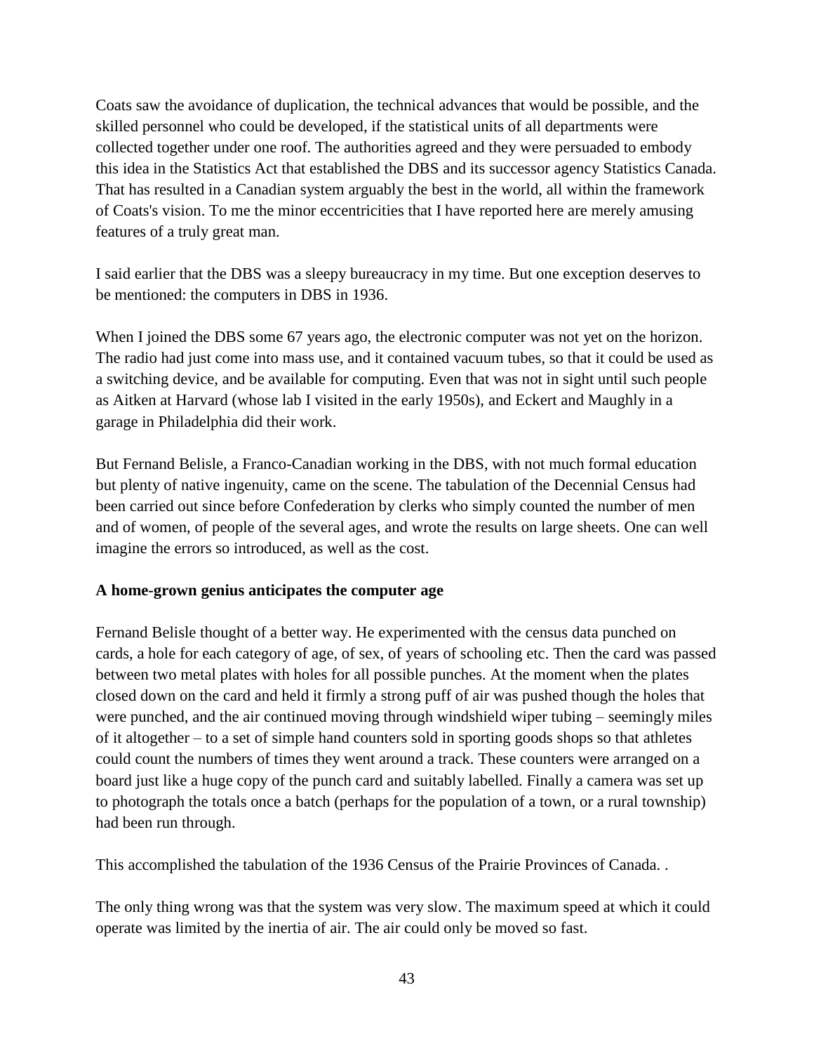Coats saw the avoidance of duplication, the technical advances that would be possible, and the skilled personnel who could be developed, if the statistical units of all departments were collected together under one roof. The authorities agreed and they were persuaded to embody this idea in the Statistics Act that established the DBS and its successor agency Statistics Canada. That has resulted in a Canadian system arguably the best in the world, all within the framework of Coats's vision. To me the minor eccentricities that I have reported here are merely amusing features of a truly great man.

I said earlier that the DBS was a sleepy bureaucracy in my time. But one exception deserves to be mentioned: the computers in DBS in 1936.

When I joined the DBS some 67 years ago, the electronic computer was not yet on the horizon. The radio had just come into mass use, and it contained vacuum tubes, so that it could be used as a switching device, and be available for computing. Even that was not in sight until such people as Aitken at Harvard (whose lab I visited in the early 1950s), and Eckert and Maughly in a garage in Philadelphia did their work.

But Fernand Belisle, a Franco-Canadian working in the DBS, with not much formal education but plenty of native ingenuity, came on the scene. The tabulation of the Decennial Census had been carried out since before Confederation by clerks who simply counted the number of men and of women, of people of the several ages, and wrote the results on large sheets. One can well imagine the errors so introduced, as well as the cost.

**A home-grown genius anticipates the computer age**

Fernand Belisle thought of a better way. He experimented with the census data punched on cards, a hole for each category of age, of sex, of years of schooling etc. Then the card was passed between two metal plates with holes for all possible punches. At the moment when the plates closed down on the card and held it firmly a strong puff of air was pushed though the holes that were punched, and the air continued moving through windshield wiper tubing – seemingly miles of it altogether – to a set of simple hand counters sold in sporting goods shops so that athletes could count the numbers of times they went around a track. These counters were arranged on a board just like a huge copy of the punch card and suitably labelled. Finally a camera was set up to photograph the totals once a batch (perhaps for the population of a town, or a rural township) had been run through.

This accomplished the tabulation of the 1936 Census of the Prairie Provinces of Canada. .

The only thing wrong was that the system was very slow. The maximum speed at which it could operate was limited by the inertia of air. The air could only be moved so fast.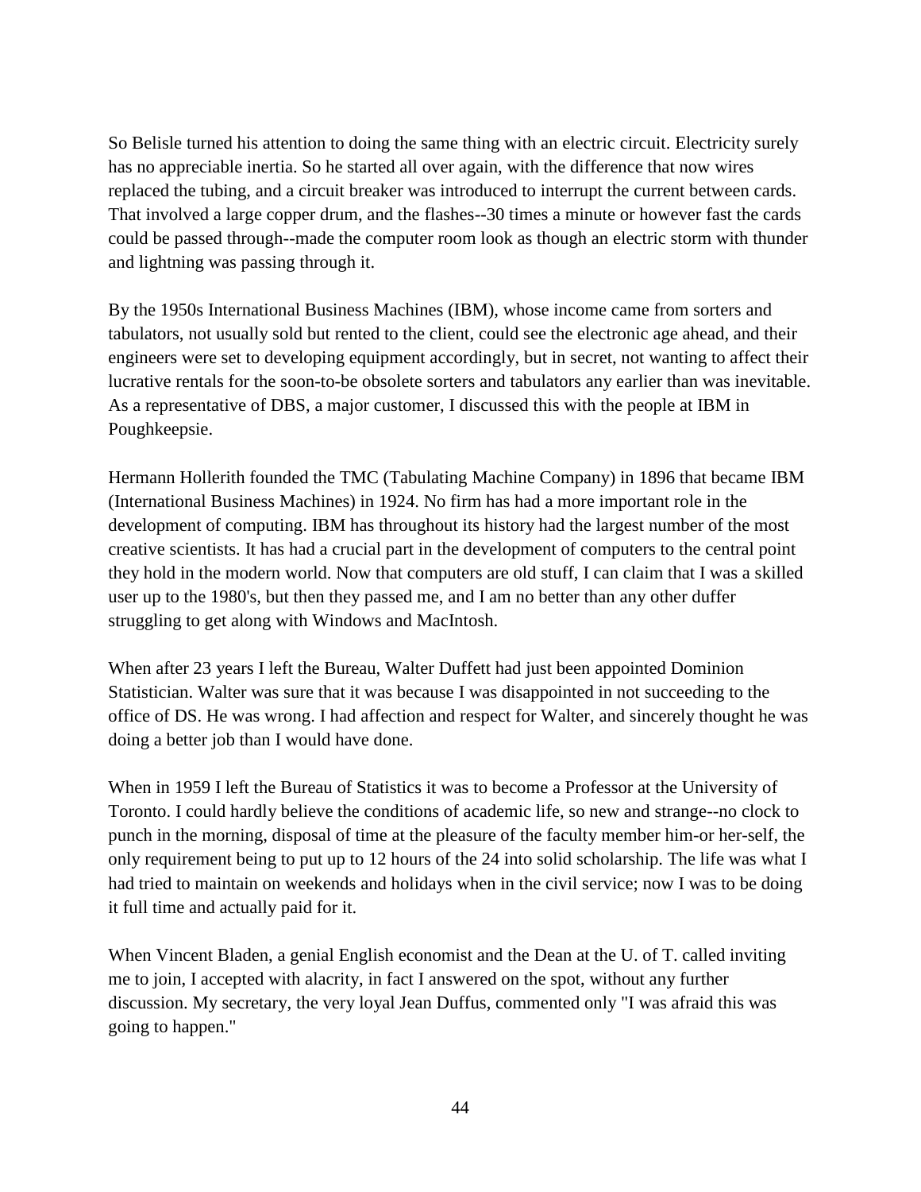So Belisle turned his attention to doing the same thing with an electric circuit. Electricity surely has no appreciable inertia. So he started all over again, with the difference that now wires replaced the tubing, and a circuit breaker was introduced to interrupt the current between cards. That involved a large copper drum, and the flashes--30 times a minute or however fast the cards could be passed through--made the computer room look as though an electric storm with thunder and lightning was passing through it.

By the 1950s International Business Machines (IBM), whose income came from sorters and tabulators, not usually sold but rented to the client, could see the electronic age ahead, and their engineers were set to developing equipment accordingly, but in secret, not wanting to affect their lucrative rentals for the soon-to-be obsolete sorters and tabulators any earlier than was inevitable. As a representative of DBS, a major customer, I discussed this with the people at IBM in Poughkeepsie.

Hermann Hollerith founded the TMC (Tabulating Machine Company) in 1896 that became IBM (International Business Machines) in 1924. No firm has had a more important role in the development of computing. IBM has throughout its history had the largest number of the most creative scientists. It has had a crucial part in the development of computers to the central point they hold in the modern world. Now that computers are old stuff, I can claim that I was a skilled user up to the 1980's, but then they passed me, and I am no better than any other duffer struggling to get along with Windows and MacIntosh.

When after 23 years I left the Bureau, Walter Duffett had just been appointed Dominion Statistician. Walter was sure that it was because I was disappointed in not succeeding to the office of DS. He was wrong. I had affection and respect for Walter, and sincerely thought he was doing a better job than I would have done.

When in 1959 I left the Bureau of Statistics it was to become a Professor at the University of Toronto. I could hardly believe the conditions of academic life, so new and strange--no clock to punch in the morning, disposal of time at the pleasure of the faculty member him-or her-self, the only requirement being to put up to 12 hours of the 24 into solid scholarship. The life was what I had tried to maintain on weekends and holidays when in the civil service; now I was to be doing it full time and actually paid for it.

When Vincent Bladen, a genial English economist and the Dean at the U. of T. called inviting me to join, I accepted with alacrity, in fact I answered on the spot, without any further discussion. My secretary, the very loyal Jean Duffus, commented only "I was afraid this was going to happen."